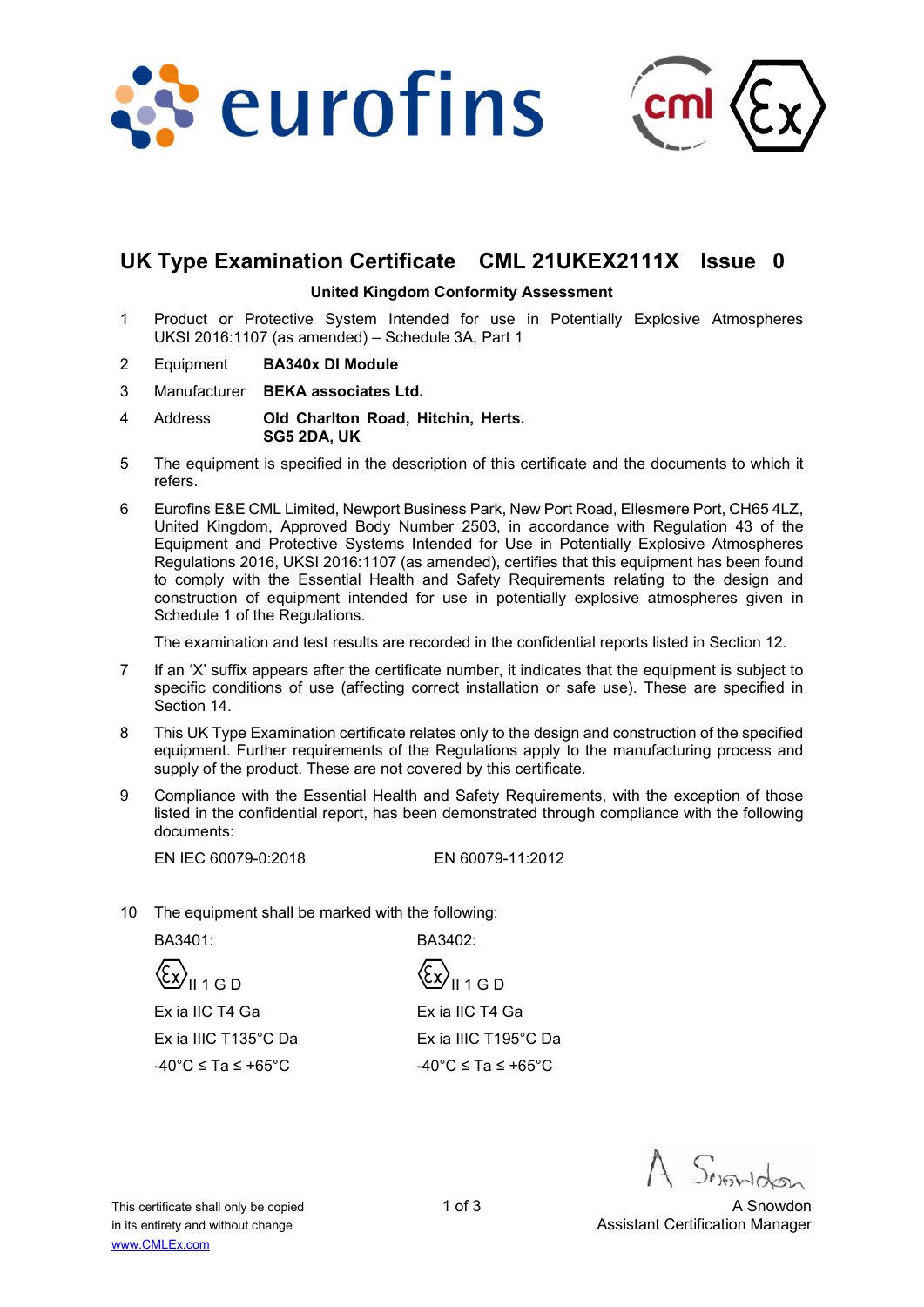# UK Type Examination Certificate CML 21UKEX2111X Issue 0

**United Kingdom Conformity Assessment**

1 Product or Protective System Intended for use in Potentially Explosive Atmospheres UKSI 2016:1107 (as amended) – Schedule 3A, Part 1

2 Equipment **BA340x DI Module**

3 Manufacturer **BEKA associates Ltd.**

4 Address **Old Charlton Road, Hitchin, Herts. SG5 2DA, UK**

5 The equipment is specified in the description of this certificate and the documents to which it refers.

6 Eurofins E&E CML Limited, Newport Business Park, New Port Road, Ellesmere Port, CH65 4LZ, United Kingdom, Approved Body Number 2503, in accordance with Regulation 43 of the Equipment and Protective Systems Intended for Use in Potentially Explosive Atmospheres Regulations 2016, UKSI 2016:1107 (as amended), certifies that this equipment has been found to comply with the Essential Health and Safety Requirements relating to the design and construction of equipment intended for use in potentially explosive atmospheres given in Schedule 1 of the Regulations.

The examination and test results are recorded in the confidential reports listed in Section 12.

7 If an 'X' suffix appears after the certificate number, it indicates that the equipment is subject to specific conditions of use (affecting correct installation or safe use). These are specified in Section 14.

8 This UK Type Examination certificate relates only to the design and construction of the specified equipment. Further requirements of the Regulations apply to the manufacturing process and supply of the product. These are not covered by this certificate.

9 Compliance with the Essential Health and Safety Requirements, with the exception of those listed in the confidential report, has been demonstrated through compliance with the following documents:

EN IEC 60079-0:2018 EN 60079-11:2012

10 The equipment shall be marked with the following:

| BA3401: | BA3402: |
|---|---|
| Ex II 1 G D | Ex II 1 G D |
| Ex ia IIC T4 Ga | Ex ia IIC T4 Ga |
| Ex ia IIIC T135°C Da | Ex ia IIIC T195°C Da |
| -40°C ≤ Ta ≤ +65°C | -40°C ≤ Ta ≤ +65°C |

A Snowdon
Assistant Certification Manager

This certificate shall only be copied in its entirety and without change
www.CMLEx.com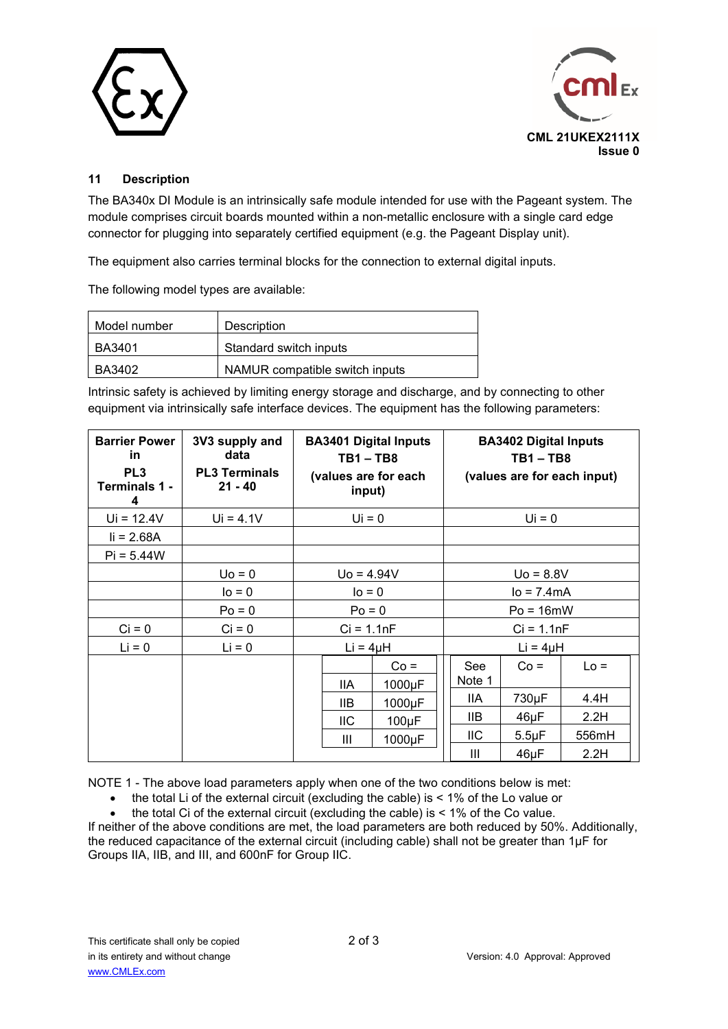## 11 Description

The BA340x DI Module is an intrinsically safe module intended for use with the Pageant system. The module comprises circuit boards mounted within a non-metallic enclosure with a single card edge connector for plugging into separately certified equipment (e.g. the Pageant Display unit).

The equipment also carries terminal blocks for the connection to external digital inputs.

The following model types are available:

| Model number | Description |
|---|---|
| BA3401 | Standard switch inputs |
| BA3402 | NAMUR compatible switch inputs |

Intrinsic safety is achieved by limiting energy storage and discharge, and by connecting to other equipment via intrinsically safe interface devices. The equipment has the following parameters:

| **Barrier Power in PL3 Terminals 1 - 4** | **3V3 supply and data PL3 Terminals 21 - 40** | **BA3401 Digital Inputs TB1 – TB8 (values are for each input)** | | **BA3402 Digital Inputs TB1 – TB8 (values are for each input)** | | |
|---|---|---|---|---|---|---|
| Ui = 12.4V | Ui = 4.1V | Ui = 0 | | Ui = 0 | | |
| Ii = 2.68A | | | | | | |
| Pi = 5.44W | | | | | | |
| | Uo = 0 | Uo = 4.94V | | Uo = 8.8V | | |
| | Io = 0 | Io = 0 | | Io = 7.4mA | | |
| | Po = 0 | Po = 0 | | Po = 16mW | | |
| Ci = 0 | Ci = 0 | Ci = 1.1nF | | Ci = 1.1nF | | |
| Li = 0 | Li = 0 | Li = 4μH | | Li = 4μH | | |
| | | | Co = | See Note 1 | Co = | Lo = |
| | | IIA | 1000μF | IIA | 730μF | 4.4H |
| | | IIB | 1000μF | IIB | 46μF | 2.2H |
| | | IIC | 100μF | IIC | 5.5μF | 556mH |
| | | III | 1000μF | III | 46μF | 2.2H |

NOTE 1 - The above load parameters apply when one of the two conditions below is met:

- the total Li of the external circuit (excluding the cable) is < 1% of the Lo value or
- the total Ci of the external circuit (excluding the cable) is < 1% of the Co value.

If neither of the above conditions are met, the load parameters are both reduced by 50%. Additionally, the reduced capacitance of the external circuit (including cable) shall not be greater than 1μF for Groups IIA, IIB, and III, and 600nF for Group IIC.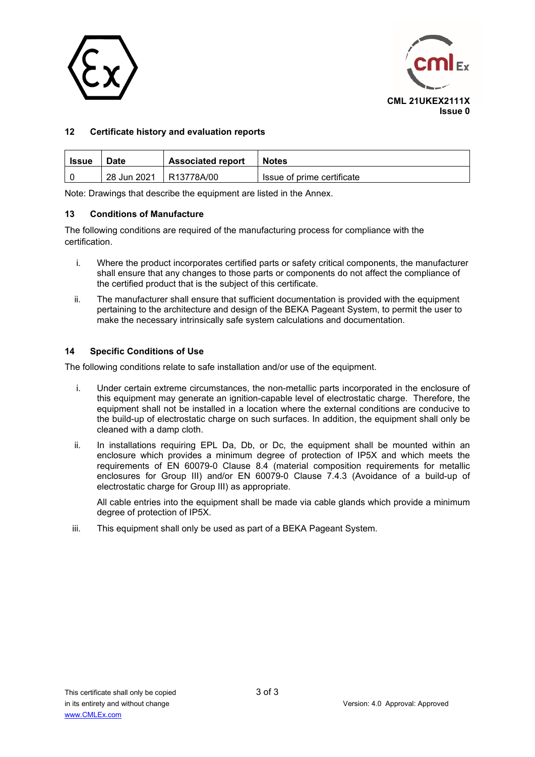## 12 Certificate history and evaluation reports

| Issue | Date | Associated report | Notes |
|---|---|---|---|
| 0 | 28 Jun 2021 | R13778A/00 | Issue of prime certificate |

Note: Drawings that describe the equipment are listed in the Annex.

## 13 Conditions of Manufacture

The following conditions are required of the manufacturing process for compliance with the certification.

i. Where the product incorporates certified parts or safety critical components, the manufacturer shall ensure that any changes to those parts or components do not affect the compliance of the certified product that is the subject of this certificate.

ii. The manufacturer shall ensure that sufficient documentation is provided with the equipment pertaining to the architecture and design of the BEKA Pageant System, to permit the user to make the necessary intrinsically safe system calculations and documentation.

## 14 Specific Conditions of Use

The following conditions relate to safe installation and/or use of the equipment.

i. Under certain extreme circumstances, the non-metallic parts incorporated in the enclosure of this equipment may generate an ignition-capable level of electrostatic charge. Therefore, the equipment shall not be installed in a location where the external conditions are conducive to the build-up of electrostatic charge on such surfaces. In addition, the equipment shall only be cleaned with a damp cloth.

ii. In installations requiring EPL Da, Db, or Dc, the equipment shall be mounted within an enclosure which provides a minimum degree of protection of IP5X and which meets the requirements of EN 60079-0 Clause 8.4 (material composition requirements for metallic enclosures for Group III) and/or EN 60079-0 Clause 7.4.3 (Avoidance of a build-up of electrostatic charge for Group III) as appropriate.

   All cable entries into the equipment shall be made via cable glands which provide a minimum degree of protection of IP5X.

iii. This equipment shall only be used as part of a BEKA Pageant System.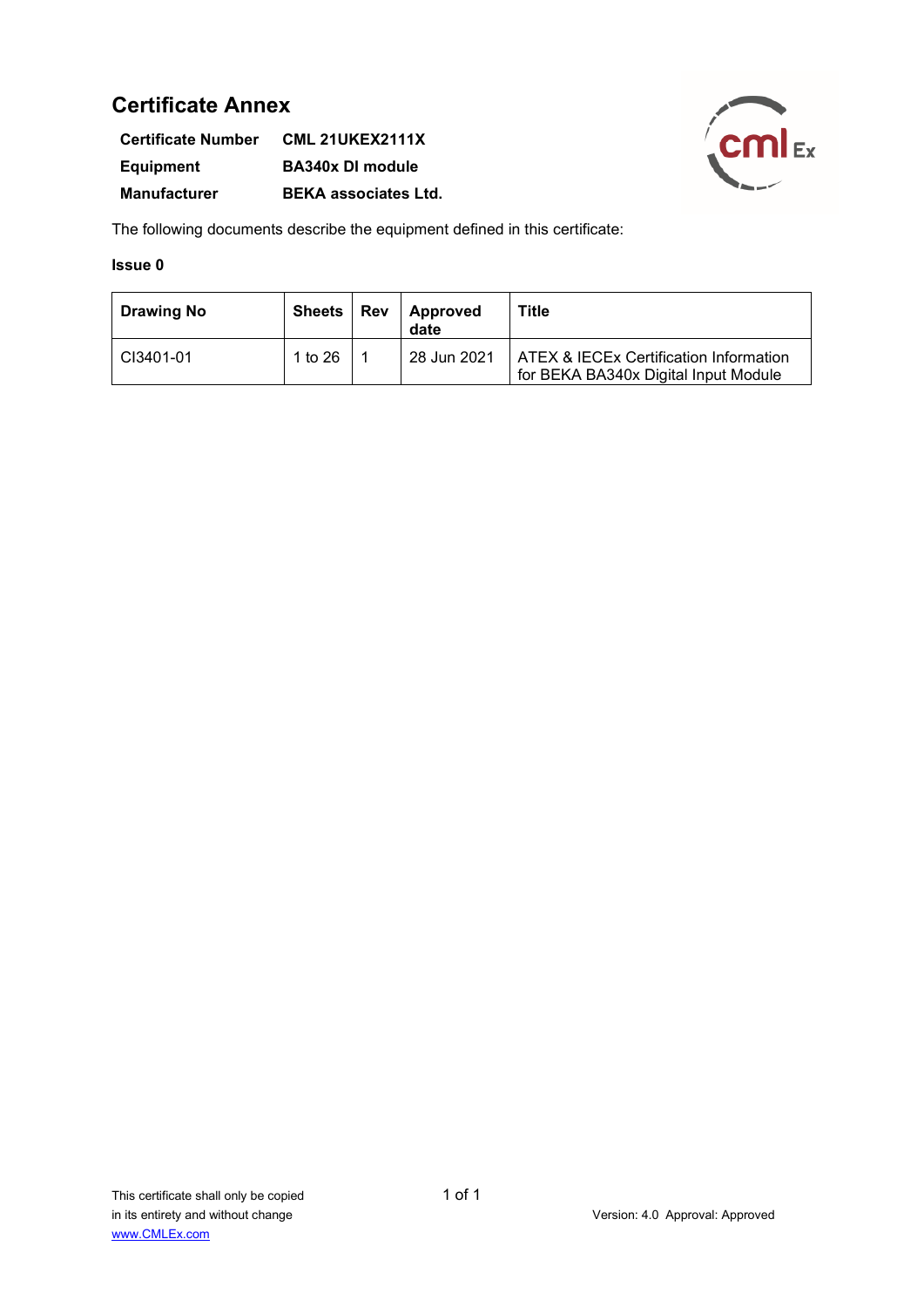# Certificate Annex

**Certificate Number** **CML 21UKEX2111X**

**Equipment** **BA340x DI module**

**Manufacturer** **BEKA associates Ltd.**

The following documents describe the equipment defined in this certificate:

**Issue 0**

| Drawing No | Sheets | Rev | Approved date | Title |
|---|---|---|---|---|
| CI3401-01 | 1 to 26 | 1 | 28 Jun 2021 | ATEX & IECEx Certification Information for BEKA BA340x Digital Input Module |

This certificate shall only be copied in its entirety and without change
www.CMLEx.com

Version: 4.0 Approval: Approved